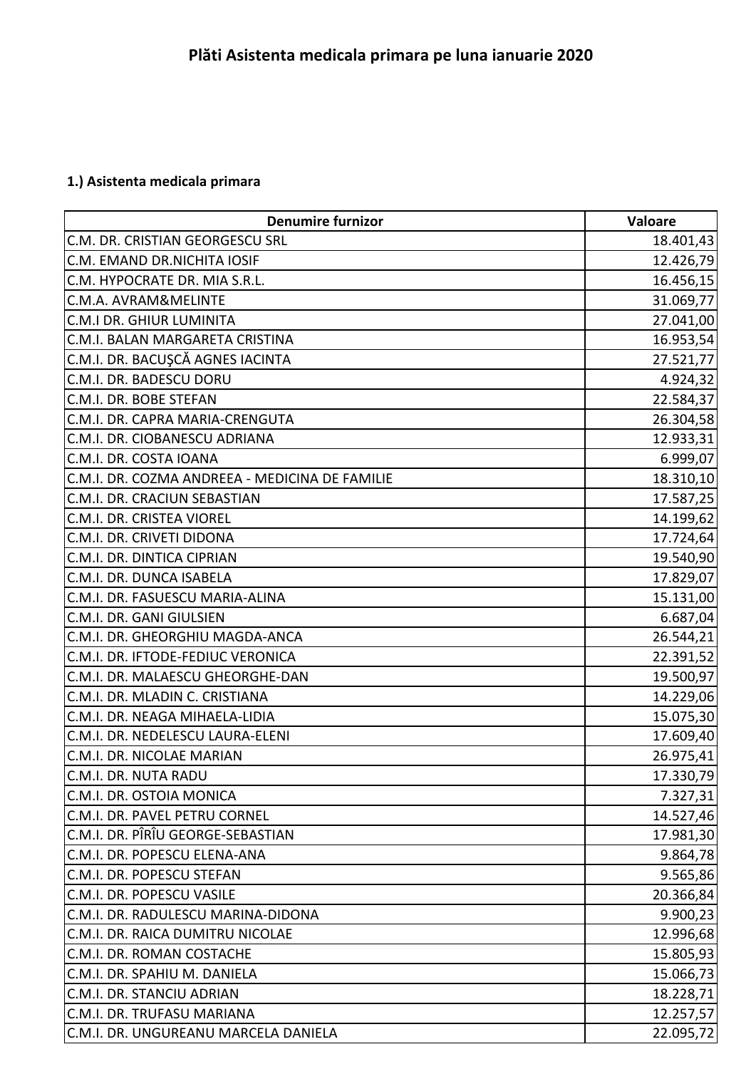# Plăti Asistenta medicala primara pe luna ianuarie 2020

## 1.) Asistenta medicala primara

| Denumire furnizor | Valoare |
|---|---|
| C.M. DR. CRISTIAN GEORGESCU SRL | 18.401,43 |
| C.M. EMAND DR.NICHITA IOSIF | 12.426,79 |
| C.M. HYPOCRATE DR. MIA S.R.L. | 16.456,15 |
| C.M.A. AVRAM&MELINTE | 31.069,77 |
| C.M.I DR. GHIUR LUMINITA | 27.041,00 |
| C.M.I. BALAN MARGARETA CRISTINA | 16.953,54 |
| C.M.I. DR. BACUŞCĂ AGNES IACINTA | 27.521,77 |
| C.M.I. DR. BADESCU DORU | 4.924,32 |
| C.M.I. DR. BOBE STEFAN | 22.584,37 |
| C.M.I. DR. CAPRA MARIA-CRENGUTA | 26.304,58 |
| C.M.I. DR. CIOBANESCU ADRIANA | 12.933,31 |
| C.M.I. DR. COSTA IOANA | 6.999,07 |
| C.M.I. DR. COZMA ANDREEA - MEDICINA DE FAMILIE | 18.310,10 |
| C.M.I. DR. CRACIUN SEBASTIAN | 17.587,25 |
| C.M.I. DR. CRISTEA VIOREL | 14.199,62 |
| C.M.I. DR. CRIVETI DIDONA | 17.724,64 |
| C.M.I. DR. DINTICA CIPRIAN | 19.540,90 |
| C.M.I. DR. DUNCA ISABELA | 17.829,07 |
| C.M.I. DR. FASUESCU MARIA-ALINA | 15.131,00 |
| C.M.I. DR. GANI GIULSIEN | 6.687,04 |
| C.M.I. DR. GHEORGHIU MAGDA-ANCA | 26.544,21 |
| C.M.I. DR. IFTODE-FEDIUC VERONICA | 22.391,52 |
| C.M.I. DR. MALAESCU GHEORGHE-DAN | 19.500,97 |
| C.M.I. DR. MLADIN C. CRISTIANA | 14.229,06 |
| C.M.I. DR. NEAGA MIHAELA-LIDIA | 15.075,30 |
| C.M.I. DR. NEDELESCU LAURA-ELENI | 17.609,40 |
| C.M.I. DR. NICOLAE MARIAN | 26.975,41 |
| C.M.I. DR. NUTA RADU | 17.330,79 |
| C.M.I. DR. OSTOIA MONICA | 7.327,31 |
| C.M.I. DR. PAVEL PETRU CORNEL | 14.527,46 |
| C.M.I. DR. PÎRÎU GEORGE-SEBASTIAN | 17.981,30 |
| C.M.I. DR. POPESCU ELENA-ANA | 9.864,78 |
| C.M.I. DR. POPESCU STEFAN | 9.565,86 |
| C.M.I. DR. POPESCU VASILE | 20.366,84 |
| C.M.I. DR. RADULESCU MARINA-DIDONA | 9.900,23 |
| C.M.I. DR. RAICA DUMITRU NICOLAE | 12.996,68 |
| C.M.I. DR. ROMAN COSTACHE | 15.805,93 |
| C.M.I. DR. SPAHIU M. DANIELA | 15.066,73 |
| C.M.I. DR. STANCIU ADRIAN | 18.228,71 |
| C.M.I. DR. TRUFASU MARIANA | 12.257,57 |
| C.M.I. DR. UNGUREANU MARCELA DANIELA | 22.095,72 |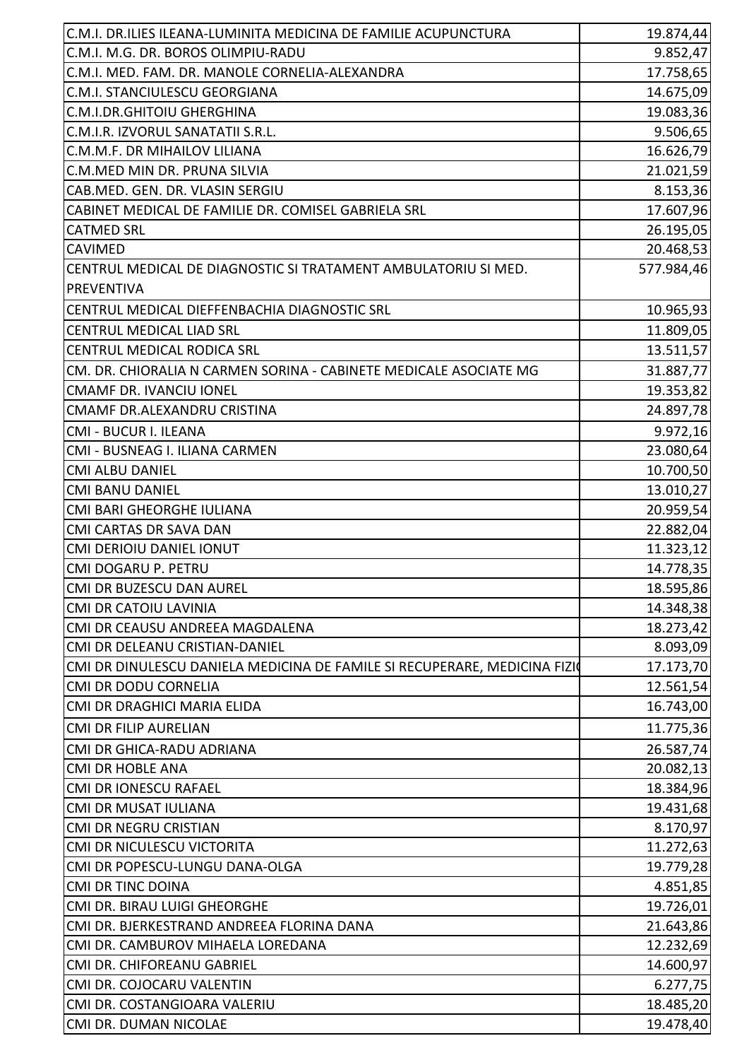| C.M.I. DR.ILIES ILEANA-LUMINITA MEDICINA DE FAMILIE ACUPUNCTURA | 19.874,44 |
|---|---|
| C.M.I. M.G. DR. BOROS OLIMPIU-RADU | 9.852,47 |
| C.M.I. MED. FAM. DR. MANOLE CORNELIA-ALEXANDRA | 17.758,65 |
| C.M.I. STANCIULESCU GEORGIANA | 14.675,09 |
| C.M.I.DR.GHITOIU GHERGHINA | 19.083,36 |
| C.M.I.R. IZVORUL SANATATII S.R.L. | 9.506,65 |
| C.M.M.F. DR MIHAILOV LILIANA | 16.626,79 |
| C.M.MED MIN DR. PRUNA SILVIA | 21.021,59 |
| CAB.MED. GEN. DR. VLASIN SERGIU | 8.153,36 |
| CABINET MEDICAL DE FAMILIE DR. COMISEL GABRIELA SRL | 17.607,96 |
| CATMED SRL | 26.195,05 |
| CAVIMED | 20.468,53 |
| CENTRUL MEDICAL DE DIAGNOSTIC SI TRATAMENT AMBULATORIU SI MED. PREVENTIVA | 577.984,46 |
| CENTRUL MEDICAL DIEFFENBACHIA DIAGNOSTIC SRL | 10.965,93 |
| CENTRUL MEDICAL LIAD SRL | 11.809,05 |
| CENTRUL MEDICAL RODICA SRL | 13.511,57 |
| CM. DR. CHIORALIA N CARMEN SORINA - CABINETE MEDICALE ASOCIATE MG | 31.887,77 |
| CMAMF DR. IVANCIU IONEL | 19.353,82 |
| CMAMF DR.ALEXANDRU CRISTINA | 24.897,78 |
| CMI - BUCUR I. ILEANA | 9.972,16 |
| CMI - BUSNEAG I. ILIANA CARMEN | 23.080,64 |
| CMI ALBU DANIEL | 10.700,50 |
| CMI BANU DANIEL | 13.010,27 |
| CMI BARI GHEORGHE IULIANA | 20.959,54 |
| CMI CARTAS DR SAVA DAN | 22.882,04 |
| CMI DERIOIU DANIEL IONUT | 11.323,12 |
| CMI DOGARU P. PETRU | 14.778,35 |
| CMI DR BUZESCU DAN AUREL | 18.595,86 |
| CMI DR CATOIU LAVINIA | 14.348,38 |
| CMI DR CEAUSU ANDREEA MAGDALENA | 18.273,42 |
| CMI DR DELEANU CRISTIAN-DANIEL | 8.093,09 |
| CMI DR DINULESCU DANIELA MEDICINA DE FAMILE SI RECUPERARE, MEDICINA FIZI( | 17.173,70 |
| CMI DR DODU CORNELIA | 12.561,54 |
| CMI DR DRAGHICI MARIA ELIDA | 16.743,00 |
| CMI DR FILIP AURELIAN | 11.775,36 |
| CMI DR GHICA-RADU ADRIANA | 26.587,74 |
| CMI DR HOBLE ANA | 20.082,13 |
| CMI DR IONESCU RAFAEL | 18.384,96 |
| CMI DR MUSAT IULIANA | 19.431,68 |
| CMI DR NEGRU CRISTIAN | 8.170,97 |
| CMI DR NICULESCU VICTORITA | 11.272,63 |
| CMI DR POPESCU-LUNGU DANA-OLGA | 19.779,28 |
| CMI DR TINC DOINA | 4.851,85 |
| CMI DR. BIRAU LUIGI GHEORGHE | 19.726,01 |
| CMI DR. BJERKESTRAND ANDREEA FLORINA DANA | 21.643,86 |
| CMI DR. CAMBUROV MIHAELA LOREDANA | 12.232,69 |
| CMI DR. CHIFOREANU GABRIEL | 14.600,97 |
| CMI DR. COJOCARU VALENTIN | 6.277,75 |
| CMI DR. COSTANGIOARA VALERIU | 18.485,20 |
| CMI DR. DUMAN NICOLAE | 19.478,40 |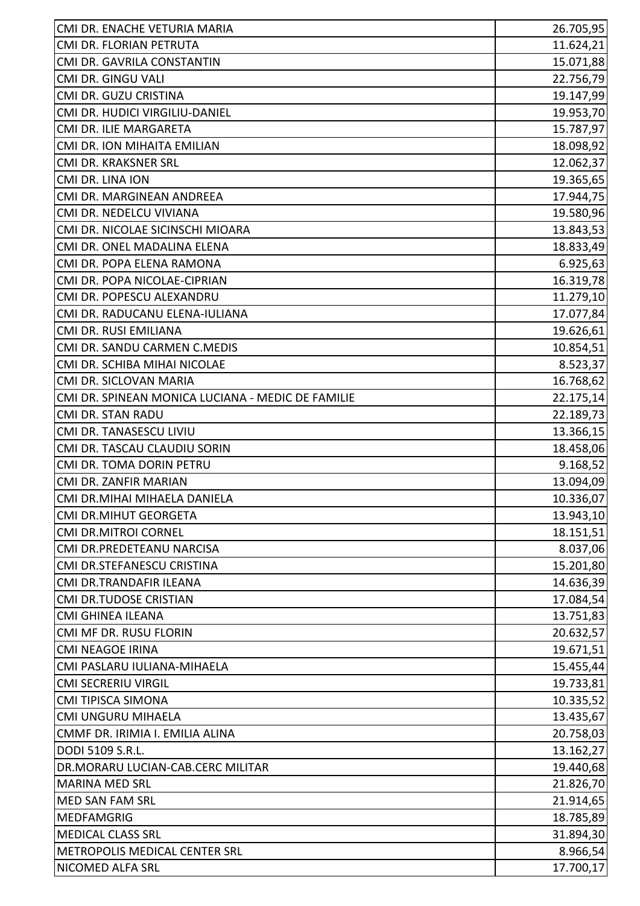| | |
|---|---|
| CMI DR. ENACHE VETURIA MARIA | 26.705,95 |
| CMI DR. FLORIAN PETRUTA | 11.624,21 |
| CMI DR. GAVRILA CONSTANTIN | 15.071,88 |
| CMI DR. GINGU VALI | 22.756,79 |
| CMI DR. GUZU CRISTINA | 19.147,99 |
| CMI DR. HUDICI VIRGILIU-DANIEL | 19.953,70 |
| CMI DR. ILIE MARGARETA | 15.787,97 |
| CMI DR. ION MIHAITA EMILIAN | 18.098,92 |
| CMI DR. KRAKSNER SRL | 12.062,37 |
| CMI DR. LINA ION | 19.365,65 |
| CMI DR. MARGINEAN ANDREEA | 17.944,75 |
| CMI DR. NEDELCU VIVIANA | 19.580,96 |
| CMI DR. NICOLAE SICINSCHI MIOARA | 13.843,53 |
| CMI DR. ONEL MADALINA ELENA | 18.833,49 |
| CMI DR. POPA ELENA RAMONA | 6.925,63 |
| CMI DR. POPA NICOLAE-CIPRIAN | 16.319,78 |
| CMI DR. POPESCU ALEXANDRU | 11.279,10 |
| CMI DR. RADUCANU ELENA-IULIANA | 17.077,84 |
| CMI DR. RUSI EMILIANA | 19.626,61 |
| CMI DR. SANDU CARMEN C.MEDIS | 10.854,51 |
| CMI DR. SCHIBA MIHAI NICOLAE | 8.523,37 |
| CMI DR. SICLOVAN MARIA | 16.768,62 |
| CMI DR. SPINEAN MONICA LUCIANA - MEDIC DE FAMILIE | 22.175,14 |
| CMI DR. STAN RADU | 22.189,73 |
| CMI DR. TANASESCU LIVIU | 13.366,15 |
| CMI DR. TASCAU CLAUDIU SORIN | 18.458,06 |
| CMI DR. TOMA DORIN PETRU | 9.168,52 |
| CMI DR. ZANFIR MARIAN | 13.094,09 |
| CMI DR.MIHAI MIHAELA DANIELA | 10.336,07 |
| CMI DR.MIHUT GEORGETA | 13.943,10 |
| CMI DR.MITROI CORNEL | 18.151,51 |
| CMI DR.PREDETEANU NARCISA | 8.037,06 |
| CMI DR.STEFANESCU CRISTINA | 15.201,80 |
| CMI DR.TRANDAFIR ILEANA | 14.636,39 |
| CMI DR.TUDOSE CRISTIAN | 17.084,54 |
| CMI GHINEA ILEANA | 13.751,83 |
| CMI MF DR. RUSU FLORIN | 20.632,57 |
| CMI NEAGOE IRINA | 19.671,51 |
| CMI PASLARU IULIANA-MIHAELA | 15.455,44 |
| CMI SECRERIU VIRGIL | 19.733,81 |
| CMI TIPISCA SIMONA | 10.335,52 |
| CMI UNGURU MIHAELA | 13.435,67 |
| CMMF DR. IRIMIA I. EMILIA ALINA | 20.758,03 |
| DODI 5109 S.R.L. | 13.162,27 |
| DR.MORARU LUCIAN-CAB.CERC MILITAR | 19.440,68 |
| MARINA MED SRL | 21.826,70 |
| MED SAN FAM SRL | 21.914,65 |
| MEDFAMGRIG | 18.785,89 |
| MEDICAL CLASS SRL | 31.894,30 |
| METROPOLIS MEDICAL CENTER SRL | 8.966,54 |
| NICOMED ALFA SRL | 17.700,17 |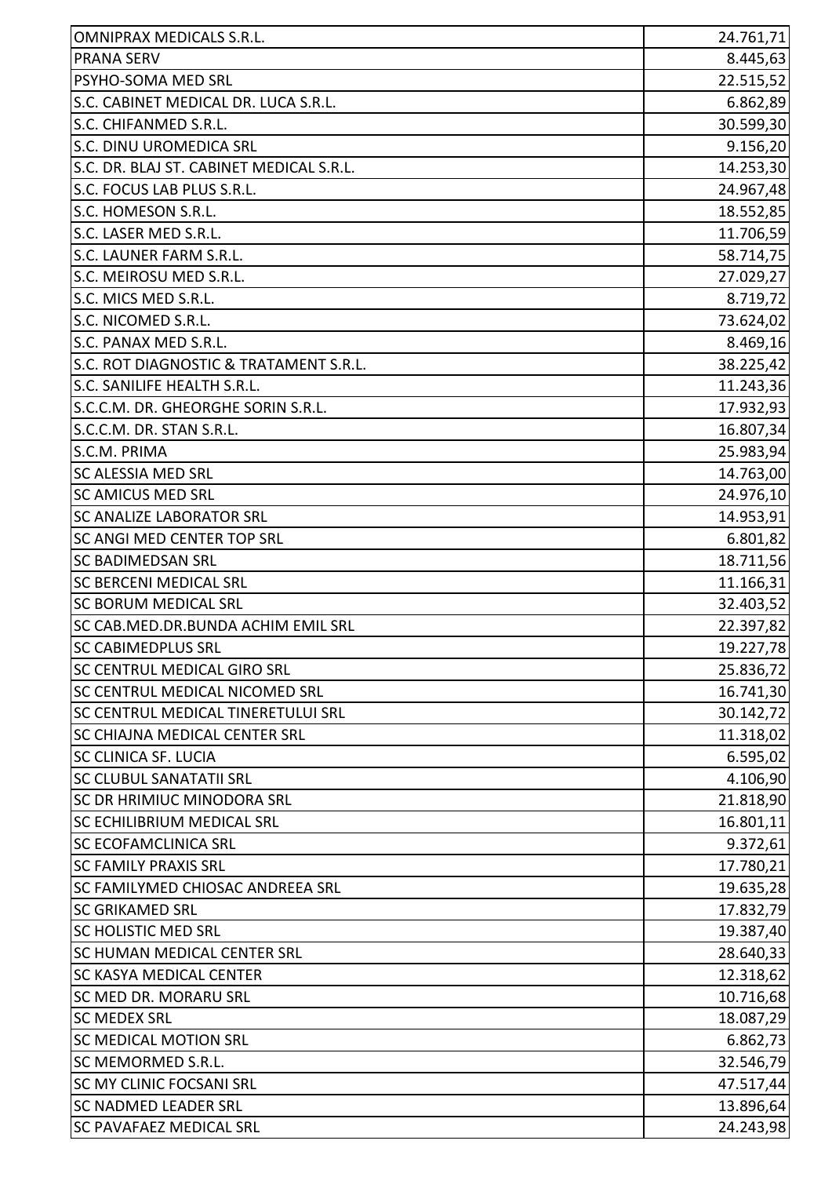| | |
|---|---|
| OMNIPRAX MEDICALS S.R.L. | 24.761,71 |
| PRANA SERV | 8.445,63 |
| PSYHO-SOMA MED SRL | 22.515,52 |
| S.C. CABINET MEDICAL DR. LUCA S.R.L. | 6.862,89 |
| S.C. CHIFANMED S.R.L. | 30.599,30 |
| S.C. DINU UROMEDICA SRL | 9.156,20 |
| S.C. DR. BLAJ ST. CABINET MEDICAL S.R.L. | 14.253,30 |
| S.C. FOCUS LAB PLUS S.R.L. | 24.967,48 |
| S.C. HOMESON S.R.L. | 18.552,85 |
| S.C. LASER MED S.R.L. | 11.706,59 |
| S.C. LAUNER FARM S.R.L. | 58.714,75 |
| S.C. MEIROSU MED S.R.L. | 27.029,27 |
| S.C. MICS MED S.R.L. | 8.719,72 |
| S.C. NICOMED S.R.L. | 73.624,02 |
| S.C. PANAX MED S.R.L. | 8.469,16 |
| S.C. ROT DIAGNOSTIC & TRATAMENT S.R.L. | 38.225,42 |
| S.C. SANILIFE HEALTH S.R.L. | 11.243,36 |
| S.C.C.M. DR. GHEORGHE SORIN S.R.L. | 17.932,93 |
| S.C.C.M. DR. STAN S.R.L. | 16.807,34 |
| S.C.M. PRIMA | 25.983,94 |
| SC ALESSIA MED SRL | 14.763,00 |
| SC AMICUS MED SRL | 24.976,10 |
| SC ANALIZE LABORATOR SRL | 14.953,91 |
| SC ANGI MED CENTER TOP SRL | 6.801,82 |
| SC BADIMEDSAN SRL | 18.711,56 |
| SC BERCENI MEDICAL SRL | 11.166,31 |
| SC BORUM MEDICAL SRL | 32.403,52 |
| SC CAB.MED.DR.BUNDA ACHIM EMIL SRL | 22.397,82 |
| SC CABIMEDPLUS SRL | 19.227,78 |
| SC CENTRUL MEDICAL GIRO SRL | 25.836,72 |
| SC CENTRUL MEDICAL NICOMED SRL | 16.741,30 |
| SC CENTRUL MEDICAL TINERETULUI SRL | 30.142,72 |
| SC CHIAJNA MEDICAL CENTER SRL | 11.318,02 |
| SC CLINICA SF. LUCIA | 6.595,02 |
| SC CLUBUL SANATATII SRL | 4.106,90 |
| SC DR HRIMIUC MINODORA SRL | 21.818,90 |
| SC ECHILIBRIUM MEDICAL SRL | 16.801,11 |
| SC ECOFAMCLINICA SRL | 9.372,61 |
| SC FAMILY PRAXIS SRL | 17.780,21 |
| SC FAMILYMED CHIOSAC ANDREEA SRL | 19.635,28 |
| SC GRIKAMED SRL | 17.832,79 |
| SC HOLISTIC MED SRL | 19.387,40 |
| SC HUMAN MEDICAL CENTER SRL | 28.640,33 |
| SC KASYA MEDICAL CENTER | 12.318,62 |
| SC MED DR. MORARU SRL | 10.716,68 |
| SC MEDEX SRL | 18.087,29 |
| SC MEDICAL MOTION SRL | 6.862,73 |
| SC MEMORMED S.R.L. | 32.546,79 |
| SC MY CLINIC FOCSANI SRL | 47.517,44 |
| SC NADMED LEADER SRL | 13.896,64 |
| SC PAVAFAEZ MEDICAL SRL | 24.243,98 |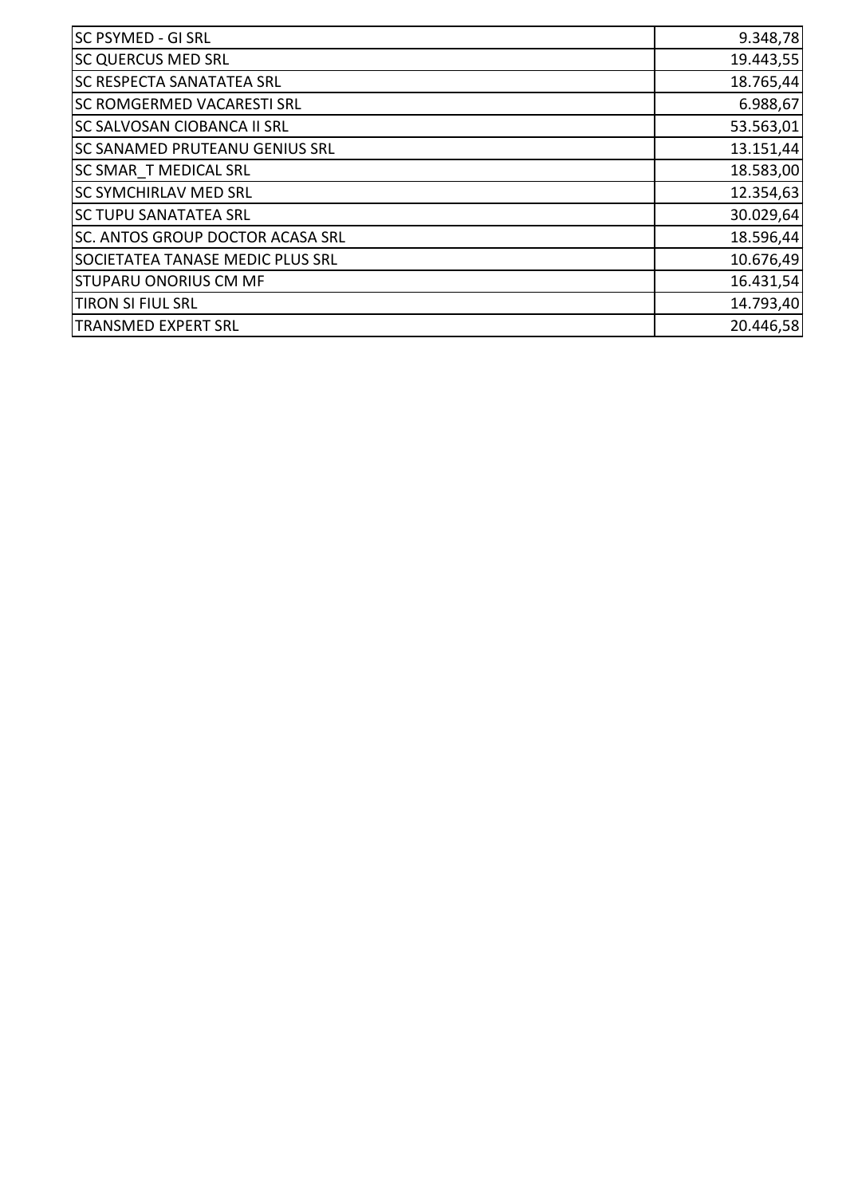| | |
|---|---|
| SC PSYMED - GI SRL | 9.348,78 |
| SC QUERCUS MED SRL | 19.443,55 |
| SC RESPECTA SANATATEA SRL | 18.765,44 |
| SC ROMGERMED VACARESTI SRL | 6.988,67 |
| SC SALVOSAN CIOBANCA II SRL | 53.563,01 |
| SC SANAMED PRUTEANU GENIUS SRL | 13.151,44 |
| SC SMAR_T MEDICAL SRL | 18.583,00 |
| SC SYMCHIRLAV MED SRL | 12.354,63 |
| SC TUPU SANATATEA SRL | 30.029,64 |
| SC. ANTOS GROUP DOCTOR ACASA SRL | 18.596,44 |
| SOCIETATEA TANASE MEDIC PLUS SRL | 10.676,49 |
| STUPARU ONORIUS CM MF | 16.431,54 |
| TIRON SI FIUL SRL | 14.793,40 |
| TRANSMED EXPERT SRL | 20.446,58 |